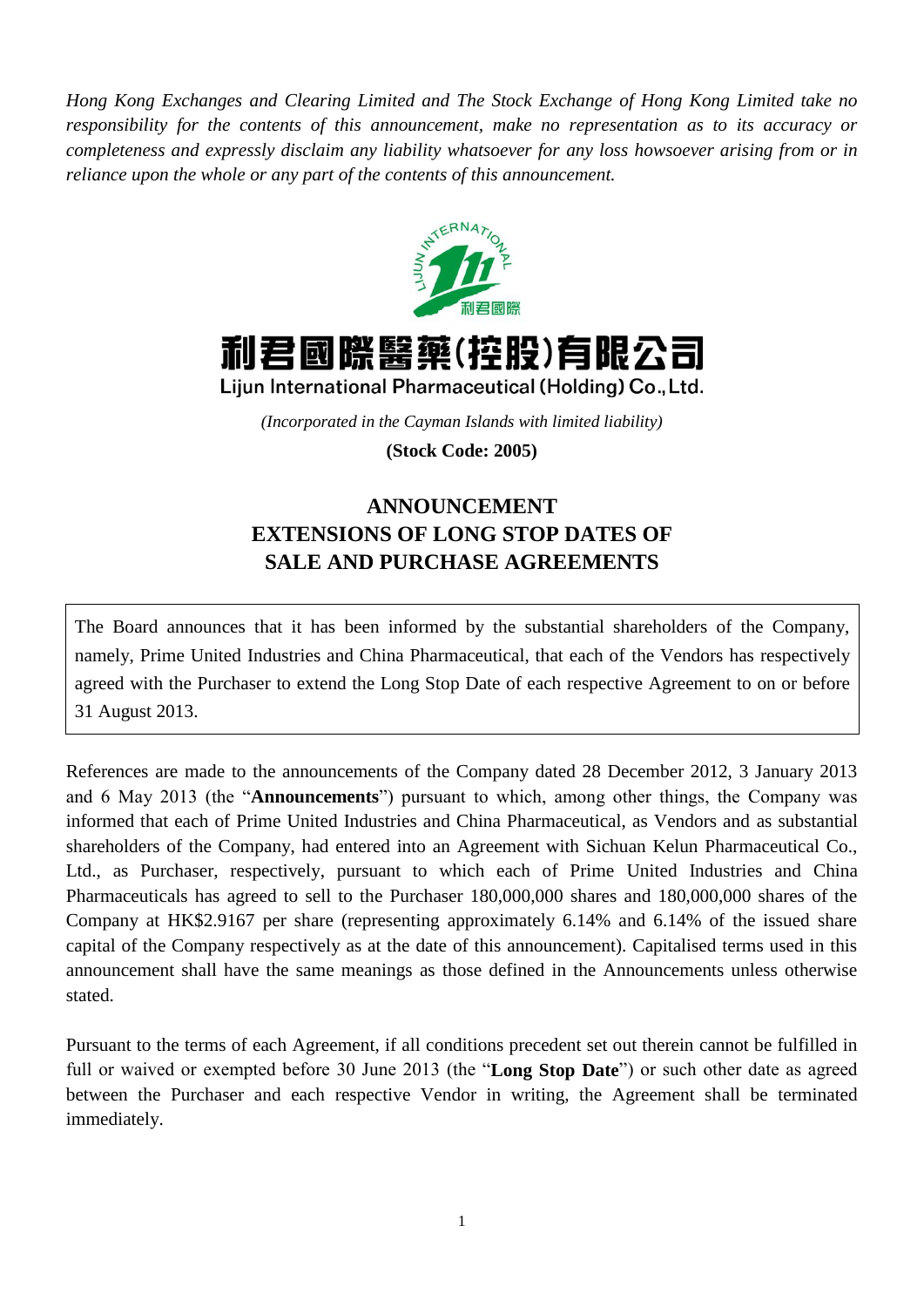*Hong Kong Exchanges and Clearing Limited and The Stock Exchange of Hong Kong Limited take no responsibility for the contents of this announcement, make no representation as to its accuracy or completeness and expressly disclaim any liability whatsoever for any loss howsoever arising from or in reliance upon the whole or any part of the contents of this announcement.*

# 利君國際醫藥(控股)有限公司
## Lijun International Pharmaceutical (Holding) Co., Ltd.

*(Incorporated in the Cayman Islands with limited liability)*

**(Stock Code: 2005)**

## ANNOUNCEMENT
## EXTENSIONS OF LONG STOP DATES OF SALE AND PURCHASE AGREEMENTS

The Board announces that it has been informed by the substantial shareholders of the Company, namely, Prime United Industries and China Pharmaceutical, that each of the Vendors has respectively agreed with the Purchaser to extend the Long Stop Date of each respective Agreement to on or before 31 August 2013.

References are made to the announcements of the Company dated 28 December 2012, 3 January 2013 and 6 May 2013 (the "**Announcements**") pursuant to which, among other things, the Company was informed that each of Prime United Industries and China Pharmaceutical, as Vendors and as substantial shareholders of the Company, had entered into an Agreement with Sichuan Kelun Pharmaceutical Co., Ltd., as Purchaser, respectively, pursuant to which each of Prime United Industries and China Pharmaceuticals has agreed to sell to the Purchaser 180,000,000 shares and 180,000,000 shares of the Company at HK$2.9167 per share (representing approximately 6.14% and 6.14% of the issued share capital of the Company respectively as at the date of this announcement). Capitalised terms used in this announcement shall have the same meanings as those defined in the Announcements unless otherwise stated.

Pursuant to the terms of each Agreement, if all conditions precedent set out therein cannot be fulfilled in full or waived or exempted before 30 June 2013 (the "**Long Stop Date**") or such other date as agreed between the Purchaser and each respective Vendor in writing, the Agreement shall be terminated immediately.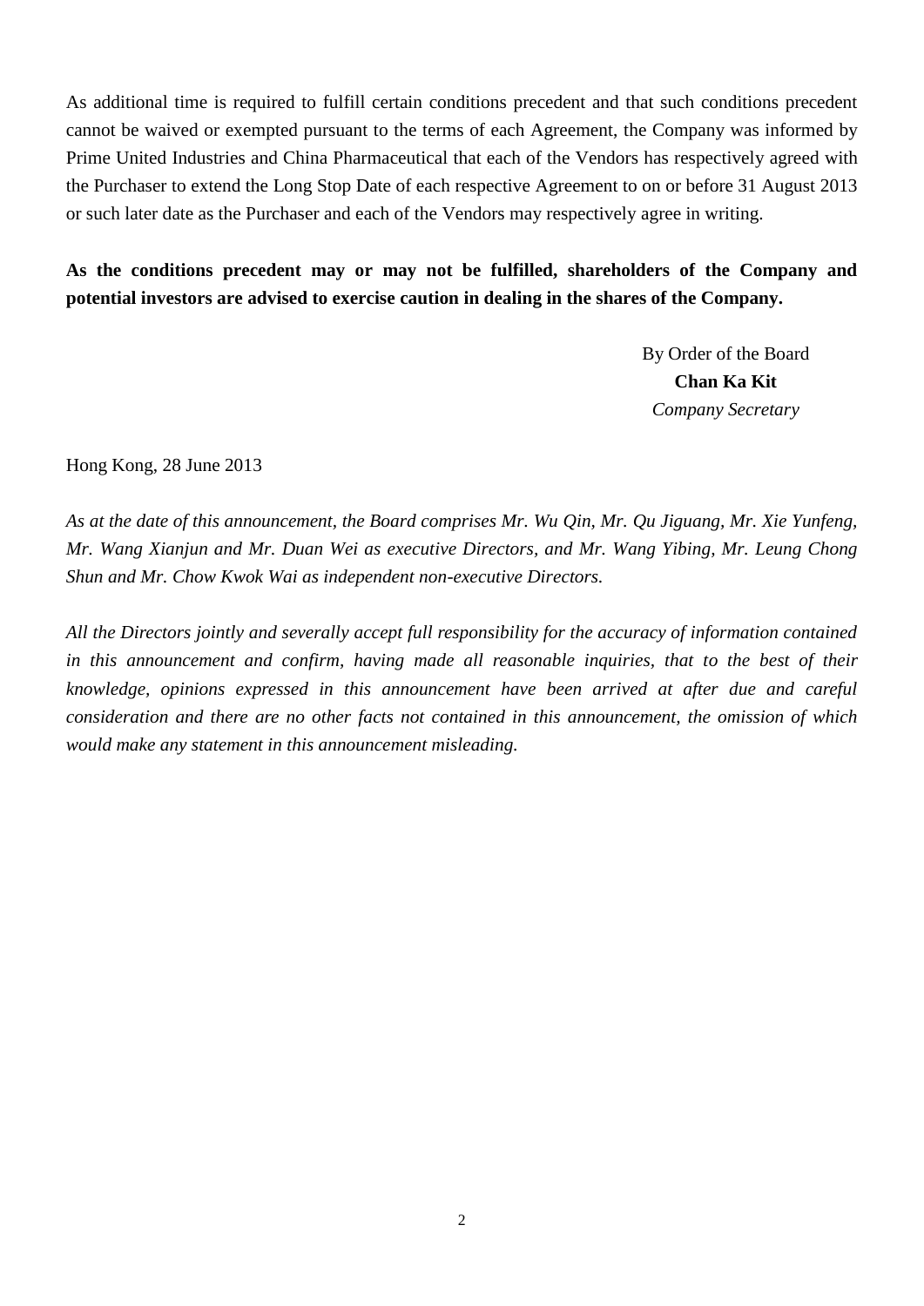As additional time is required to fulfill certain conditions precedent and that such conditions precedent cannot be waived or exempted pursuant to the terms of each Agreement, the Company was informed by Prime United Industries and China Pharmaceutical that each of the Vendors has respectively agreed with the Purchaser to extend the Long Stop Date of each respective Agreement to on or before 31 August 2013 or such later date as the Purchaser and each of the Vendors may respectively agree in writing.

**As the conditions precedent may or may not be fulfilled, shareholders of the Company and potential investors are advised to exercise caution in dealing in the shares of the Company.**

By Order of the Board
**Chan Ka Kit**
*Company Secretary*

Hong Kong, 28 June 2013

*As at the date of this announcement, the Board comprises Mr. Wu Qin, Mr. Qu Jiguang, Mr. Xie Yunfeng, Mr. Wang Xianjun and Mr. Duan Wei as executive Directors, and Mr. Wang Yibing, Mr. Leung Chong Shun and Mr. Chow Kwok Wai as independent non-executive Directors.*

*All the Directors jointly and severally accept full responsibility for the accuracy of information contained in this announcement and confirm, having made all reasonable inquiries, that to the best of their knowledge, opinions expressed in this announcement have been arrived at after due and careful consideration and there are no other facts not contained in this announcement, the omission of which would make any statement in this announcement misleading.*